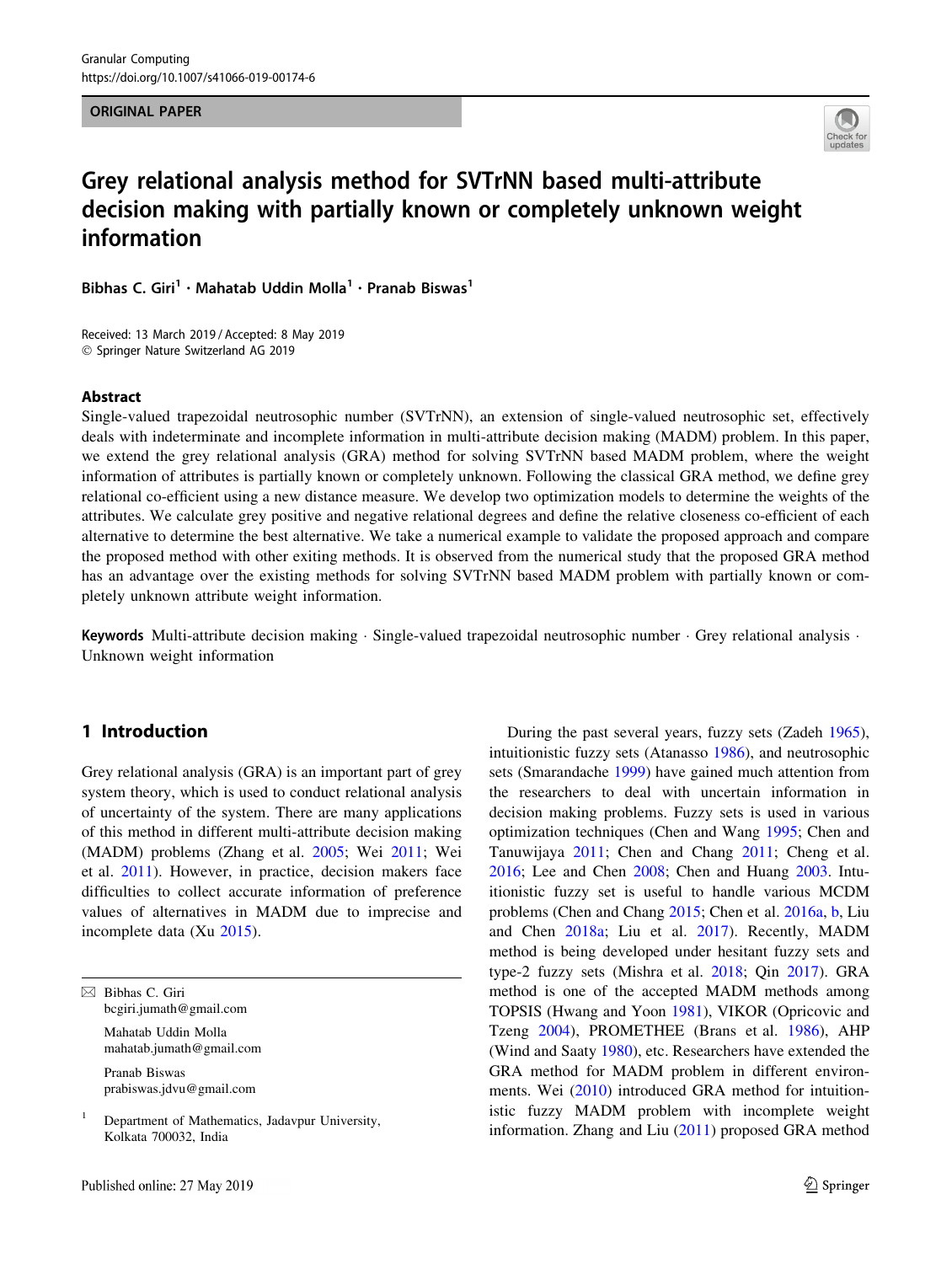ORIGINAL PAPER

# Grey relational analysis method for SVTrNN based multi-attribute decision making with partially known or completely unknown weight information

**Bibhas C. Giri[1] · Mahatab Uddin Molla[1] · Pranab Biswas[1]**

Received: 13 March 2019 / Accepted: 8 May 2019
© Springer Nature Switzerland AG 2019

## Abstract

Single-valued trapezoidal neutrosophic number (SVTrNN), an extension of single-valued neutrosophic set, effectively deals with indeterminate and incomplete information in multi-attribute decision making (MADM) problem. In this paper, we extend the grey relational analysis (GRA) method for solving SVTrNN based MADM problem, where the weight information of attributes is partially known or completely unknown. Following the classical GRA method, we define grey relational co-efficient using a new distance measure. We develop two optimization models to determine the weights of the attributes. We calculate grey positive and negative relational degrees and define the relative closeness co-efficient of each alternative to determine the best alternative. We take a numerical example to validate the proposed approach and compare the proposed method with other exiting methods. It is observed from the numerical study that the proposed GRA method has an advantage over the existing methods for solving SVTrNN based MADM problem with partially known or completely unknown attribute weight information.

**Keywords** Multi-attribute decision making · Single-valued trapezoidal neutrosophic number · Grey relational analysis · Unknown weight information

## 1 Introduction

Grey relational analysis (GRA) is an important part of grey system theory, which is used to conduct relational analysis of uncertainty of the system. There are many applications of this method in different multi-attribute decision making (MADM) problems (Zhang et al. 2005; Wei 2011; Wei et al. 2011). However, in practice, decision makers face difficulties to collect accurate information of preference values of alternatives in MADM due to imprecise and incomplete data (Xu 2015).

During the past several years, fuzzy sets (Zadeh 1965), intuitionistic fuzzy sets (Atanasso 1986), and neutrosophic sets (Smarandache 1999) have gained much attention from the researchers to deal with uncertain information in decision making problems. Fuzzy sets is used in various optimization techniques (Chen and Wang 1995; Chen and Tanuwijaya 2011; Chen and Chang 2011; Cheng et al. 2016; Lee and Chen 2008; Chen and Huang 2003. Intuitionistic fuzzy set is useful to handle various MCDM problems (Chen and Chang 2015; Chen et al. 2016a, b, Liu and Chen 2018a; Liu et al. 2017). Recently, MADM method is being developed under hesitant fuzzy sets and type-2 fuzzy sets (Mishra et al. 2018; Qin 2017). GRA method is one of the accepted MADM methods among TOPSIS (Hwang and Yoon 1981), VIKOR (Opricovic and Tzeng 2004), PROMETHEE (Brans et al. 1986), AHP (Wind and Saaty 1980), etc. Researchers have extended the GRA method for MADM problem in different environments. Wei (2010) introduced GRA method for intuitionistic fuzzy MADM problem with incomplete weight information. Zhang and Liu (2011) proposed GRA method

---

✉ Bibhas C. Giri
bcgiri.jumath@gmail.com

Mahatab Uddin Molla
mahatab.jumath@gmail.com

Pranab Biswas
prabiswas.jdvu@gmail.com

[1] Department of Mathematics, Jadavpur University, Kolkata 700032, India

Published online: 27 May 2019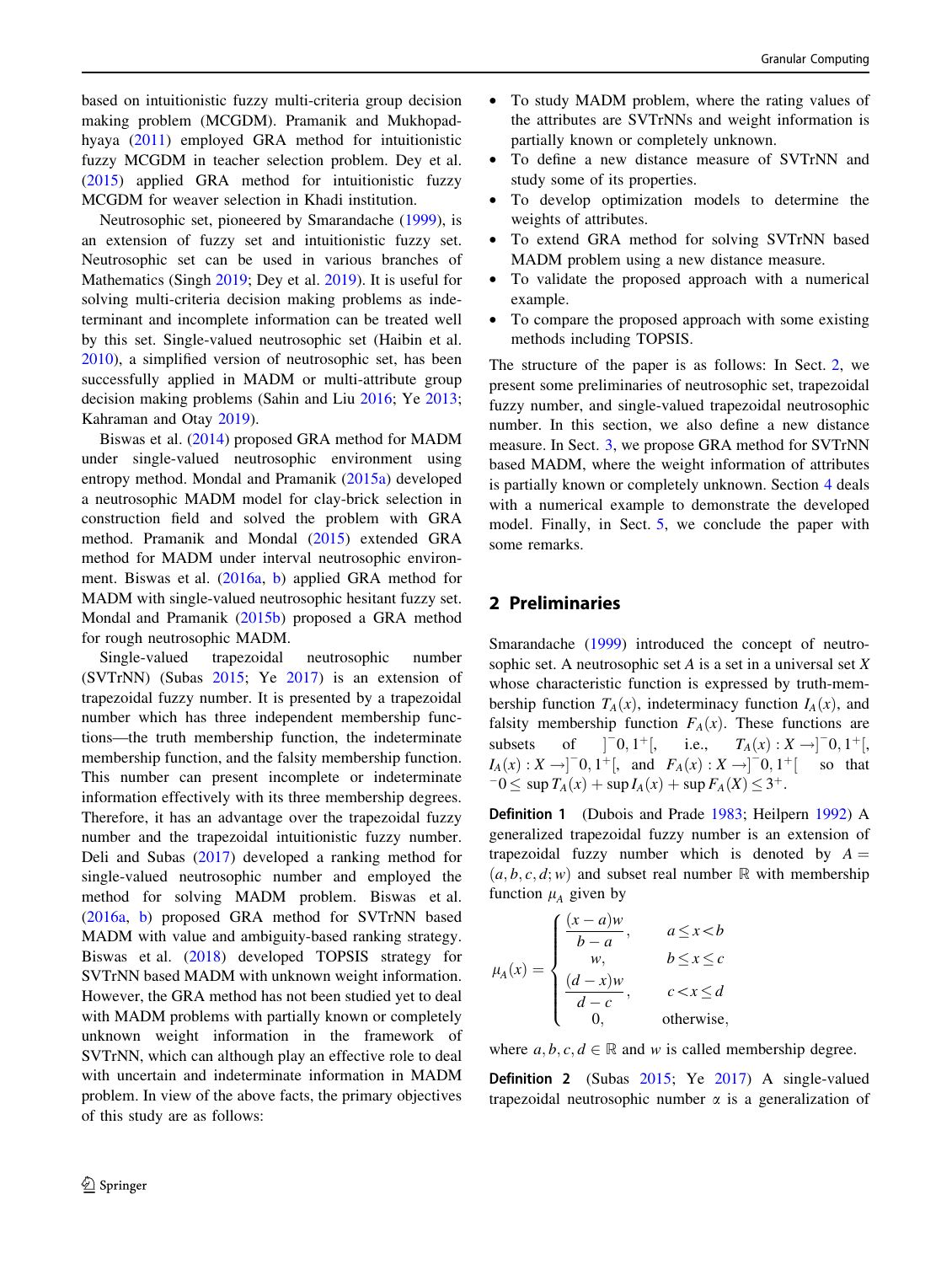based on intuitionistic fuzzy multi-criteria group decision making problem (MCGDM). Pramanik and Mukhopadhyaya (2011) employed GRA method for intuitionistic fuzzy MCGDM in teacher selection problem. Dey et al. (2015) applied GRA method for intuitionistic fuzzy MCGDM for weaver selection in Khadi institution.

Neutrosophic set, pioneered by Smarandache (1999), is an extension of fuzzy set and intuitionistic fuzzy set. Neutrosophic set can be used in various branches of Mathematics (Singh 2019; Dey et al. 2019). It is useful for solving multi-criteria decision making problems as indeterminant and incomplete information can be treated well by this set. Single-valued neutrosophic set (Haibin et al. 2010), a simplified version of neutrosophic set, has been successfully applied in MADM or multi-attribute group decision making problems (Sahin and Liu 2016; Ye 2013; Kahraman and Otay 2019).

Biswas et al. (2014) proposed GRA method for MADM under single-valued neutrosophic environment using entropy method. Mondal and Pramanik (2015a) developed a neutrosophic MADM model for clay-brick selection in construction field and solved the problem with GRA method. Pramanik and Mondal (2015) extended GRA method for MADM under interval neutrosophic environment. Biswas et al. (2016a, b) applied GRA method for MADM with single-valued neutrosophic hesitant fuzzy set. Mondal and Pramanik (2015b) proposed a GRA method for rough neutrosophic MADM.

Single-valued trapezoidal neutrosophic number (SVTrNN) (Subas 2015; Ye 2017) is an extension of trapezoidal fuzzy number. It is presented by a trapezoidal number which has three independent membership functions—the truth membership function, the indeterminate membership function, and the falsity membership function. This number can present incomplete or indeterminate information effectively with its three membership degrees. Therefore, it has an advantage over the trapezoidal fuzzy number and the trapezoidal intuitionistic fuzzy number. Deli and Subas (2017) developed a ranking method for single-valued neutrosophic number and employed the method for solving MADM problem. Biswas et al. (2016a, b) proposed GRA method for SVTrNN based MADM with value and ambiguity-based ranking strategy. Biswas et al. (2018) developed TOPSIS strategy for SVTrNN based MADM with unknown weight information. However, the GRA method has not been studied yet to deal with MADM problems with partially known or completely unknown weight information in the framework of SVTrNN, which can although play an effective role to deal with uncertain and indeterminate information in MADM problem. In view of the above facts, the primary objectives of this study are as follows:

- To study MADM problem, where the rating values of the attributes are SVTrNNs and weight information is partially known or completely unknown.
- To define a new distance measure of SVTrNN and study some of its properties.
- To develop optimization models to determine the weights of attributes.
- To extend GRA method for solving SVTrNN based MADM problem using a new distance measure.
- To validate the proposed approach with a numerical example.
- To compare the proposed approach with some existing methods including TOPSIS.

The structure of the paper is as follows: In Sect. 2, we present some preliminaries of neutrosophic set, trapezoidal fuzzy number, and single-valued trapezoidal neutrosophic number. In this section, we also define a new distance measure. In Sect. 3, we propose GRA method for SVTrNN based MADM, where the weight information of attributes is partially known or completely unknown. Section 4 deals with a numerical example to demonstrate the developed model. Finally, in Sect. 5, we conclude the paper with some remarks.

## 2 Preliminaries

Smarandache (1999) introduced the concept of neutrosophic set. A neutrosophic set $A$ is a set in a universal set $X$ whose characteristic function is expressed by truth-membership function $T_A(x)$, indeterminacy function $I_A(x)$, and falsity membership function $F_A(x)$. These functions are subsets of $]^-0, 1^+[$, i.e., $T_A(x) : X \rightarrow ]^-0, 1^+[$, $I_A(x) : X \rightarrow ]^-0, 1^+[$, and $F_A(x) : X \rightarrow ]^-0, 1^+[$ so that $^-0 \leq \sup T_A(x) + \sup I_A(x) + \sup F_A(X) \leq 3^+$.

**Definition 1** (Dubois and Prade 1983; Heilpern 1992) A generalized trapezoidal fuzzy number is an extension of trapezoidal fuzzy number which is denoted by $A = (a, b, c, d; w)$ and subset real number $\mathbb{R}$ with membership function $\mu_A$ given by

$$\mu_A(x) = \begin{cases} \dfrac{(x-a)w}{b-a}, & a \leq x < b \\ w, & b \leq x \leq c \\ \dfrac{(d-x)w}{d-c}, & c < x \leq d \\ 0, & \text{otherwise}, \end{cases}$$

where $a, b, c, d \in \mathbb{R}$ and $w$ is called membership degree.

**Definition 2** (Subas 2015; Ye 2017) A single-valued trapezoidal neutrosophic number $\alpha$ is a generalization of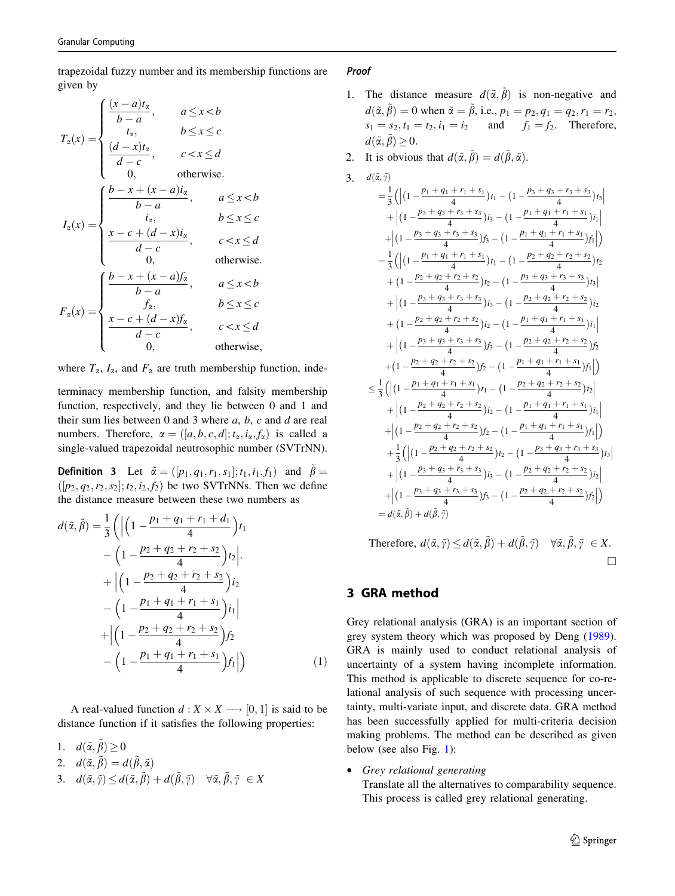trapezoidal fuzzy number and its membership functions are given by

$$T_{\alpha}(x)=\begin{cases}\dfrac{(x-a)t_{\alpha}}{b-a}, & a\leq x<b\\ t_{\alpha}, & b\leq x\leq c\\ \dfrac{(d-x)t_{\alpha}}{d-c}, & c<x\leq d\\ 0, & \text{otherwise.}\end{cases}$$

$$I_{\alpha}(x)=\begin{cases}\dfrac{b-x+(x-a)i_{\alpha}}{b-a}, & a\leq x<b\\ i_{\alpha}, & b\leq x\leq c\\ \dfrac{x-c+(d-x)i_{\alpha}}{d-c}, & c<x\leq d\\ 0, & \text{otherwise.}\end{cases}$$

$$F_{\alpha}(x)=\begin{cases}\dfrac{b-x+(x-a)f_{\alpha}}{b-a}, & a\leq x<b\\ f_{\alpha}, & b\leq x\leq c\\ \dfrac{x-c+(d-x)f_{\alpha}}{d-c}, & c<x\leq d\\ 0, & \text{otherwise,}\end{cases}$$

where $T_{\alpha}$, $I_{\alpha}$, and $F_{\alpha}$ are truth membership function, indeterminacy membership function, and falsity membership function, respectively, and they lie between 0 and 1 and their sum lies between 0 and 3 where $a$, $b$, $c$ and $d$ are real numbers. Therefore, $\alpha=([a,b,c,d];t_{\alpha},i_{\alpha},f_{\alpha})$ is called a single-valued trapezoidal neutrosophic number (SVTrNN).

**Definition 3** Let $\tilde{\alpha}=([p_1,q_1,r_1,s_1];t_1,i_1,f_1)$ and $\tilde{\beta}=([p_2,q_2,r_2,s_2];t_2,i_2,f_2)$ be two SVTrNNs. Then we define the distance measure between these two numbers as

$$\begin{aligned}d(\tilde{\alpha},\tilde{\beta})=\frac{1}{3}\Bigg(&\Bigg|\left(1-\frac{p_1+q_1+r_1+d_1}{4}\right)t_1\\&-\left(1-\frac{p_2+q_2+r_2+s_2}{4}\right)t_2\Bigg|.\\&+\Bigg|\left(1-\frac{p_2+q_2+r_2+s_2}{4}\right)i_2\\&-\left(1-\frac{p_1+q_1+r_1+s_1}{4}\right)i_1\Bigg|\\&+\Bigg|\left(1-\frac{p_2+q_2+r_2+s_2}{4}\right)f_2\\&-\left(1-\frac{p_1+q_1+r_1+s_1}{4}\right)f_1\Bigg|\Bigg)\end{aligned}\qquad(1)$$

A real-valued function $d:X\times X\longrightarrow[0,1]$ is said to be distance function if it satisfies the following properties:

1. $d(\tilde{\alpha},\tilde{\beta})\geq 0$
2. $d(\tilde{\alpha},\tilde{\beta})=d(\tilde{\beta},\tilde{\alpha})$
3. $d(\tilde{\alpha},\tilde{\gamma})\leq d(\tilde{\alpha},\tilde{\beta})+d(\tilde{\beta},\tilde{\gamma})\quad\forall\tilde{\alpha},\tilde{\beta},\tilde{\gamma}\in X$

***Proof***

1. The distance measure $d(\tilde{\alpha},\tilde{\beta})$ is non-negative and $d(\tilde{\alpha},\tilde{\beta})=0$ when $\tilde{\alpha}=\tilde{\beta}$, i.e., $p_1=p_2, q_1=q_2, r_1=r_2, s_1=s_2, t_1=t_2, i_1=i_2$ and $f_1=f_2$. Therefore, $d(\tilde{\alpha},\tilde{\beta})\geq 0$.
2. It is obvious that $d(\tilde{\alpha},\tilde{\beta})=d(\tilde{\beta},\tilde{\alpha})$.
3. $$\begin{aligned}d(\tilde{\alpha},\tilde{\gamma})&=\frac{1}{3}\Big(\Big|(1-\frac{p_1+q_1+r_1+s_1}{4})t_1-(1-\frac{p_3+q_3+r_3+s_3}{4})t_3\Big|\\&\quad+\Big|(1-\frac{p_3+q_3+r_3+s_3}{4})i_3-(1-\frac{p_1+q_1+r_1+s_1}{4})i_1\Big|\\&\quad+\Big|(1-\frac{p_3+q_3+r_3+s_3}{4})f_3-(1-\frac{p_1+q_1+r_1+s_1}{4})f_1\Big|\Big)\\&=\frac{1}{3}\Big(\Big|(1-\frac{p_1+q_1+r_1+s_1}{4})t_1-(1-\frac{p_2+q_2+r_2+s_2}{4})t_2\\&\quad+(1-\frac{p_2+q_2+r_2+s_2}{4})t_2-(1-\frac{p_3+q_3+r_3+s_3}{4})t_3\Big|\\&\quad+\Big|(1-\frac{p_3+q_3+r_3+s_3}{4})i_3-(1-\frac{p_2+q_2+r_2+s_2}{4})i_2\\&\quad+(1-\frac{p_2+q_2+r_2+s_2}{4})i_2-(1-\frac{p_1+q_1+r_1+s_1}{4})i_1\Big|\\&\quad+\Big|(1-\frac{p_3+q_3+r_3+s_3}{4})f_3-(1-\frac{p_2+q_2+r_2+s_2}{4})f_2\\&\quad+(1-\frac{p_2+q_2+r_2+s_2}{4})f_2-(1-\frac{p_1+q_1+r_1+s_1}{4})f_1\Big|\Big)\\&\leq\frac{1}{3}\Big(\Big|(1-\frac{p_1+q_1+r_1+s_1}{4})t_1-(1-\frac{p_2+q_2+r_2+s_2}{4})t_2\Big|\\&\quad+\Big|(1-\frac{p_2+q_2+r_2+s_2}{4})i_2-(1-\frac{p_1+q_1+r_1+s_1}{4})i_1\Big|\\&\quad+\Big|(1-\frac{p_2+q_2+r_2+s_2}{4})f_2-(1-\frac{p_1+q_1+r_1+s_1}{4})f_1\Big|\Big)\\&\quad+\frac{1}{3}\Big(\Big|(1-\frac{p_2+q_2+r_2+s_2}{4})t_2-(1-\frac{p_3+q_3+r_3+s_3}{4})t_3\Big|\\&\quad+\Big|(1-\frac{p_3+q_3+r_3+s_3}{4})i_3-(1-\frac{p_2+q_2+r_2+s_2}{4})i_2\Big|\\&\quad+\Big|(1-\frac{p_3+q_3+r_3+s_3}{4})f_3-(1-\frac{p_2+q_2+r_2+s_2}{4})f_2\Big|\Big)\\&=d(\tilde{\alpha},\tilde{\beta})+d(\tilde{\beta},\tilde{\gamma})\end{aligned}$$

Therefore, $d(\tilde{\alpha},\tilde{\gamma})\leq d(\tilde{\alpha},\tilde{\beta})+d(\tilde{\beta},\tilde{\gamma})\quad\forall\tilde{\alpha},\tilde{\beta},\tilde{\gamma}\in X$. □

## 3 GRA method

Grey relational analysis (GRA) is an important section of grey system theory which was proposed by Deng (1989). GRA is mainly used to conduct relational analysis of uncertainty of a system having incomplete information. This method is applicable to discrete sequence for co-relational analysis of such sequence with processing uncertainty, multi-variate input, and discrete data. GRA method has been successfully applied for multi-criteria decision making problems. The method can be described as given below (see also Fig. 1):

- *Grey relational generating*
  Translate all the alternatives to comparability sequence. This process is called grey relational generating.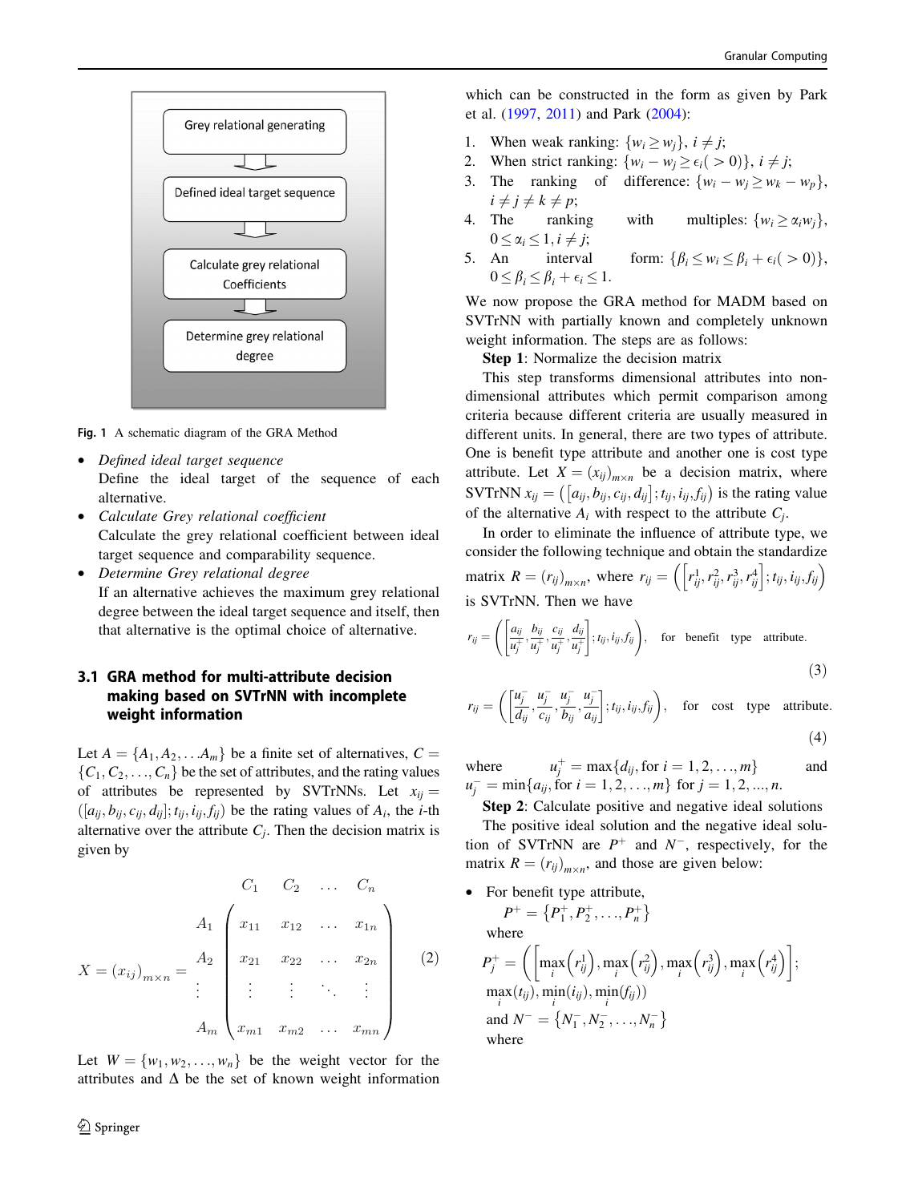Grey relational generating

Defined ideal target sequence

Calculate grey relational Coefficients

Determine grey relational degree

Fig. 1 A schematic diagram of the GRA Method

- *Defined ideal target sequence*
  Define the ideal target of the sequence of each alternative.
- *Calculate Grey relational coefficient*
  Calculate the grey relational coefficient between ideal target sequence and comparability sequence.
- *Determine Grey relational degree*
  If an alternative achieves the maximum grey relational degree between the ideal target sequence and itself, then that alternative is the optimal choice of alternative.

### 3.1 GRA method for multi-attribute decision making based on SVTrNN with incomplete weight information

Let $A = \{A_1, A_2, \ldots A_m\}$ be a finite set of alternatives, $C = \{C_1, C_2, \ldots, C_n\}$ be the set of attributes, and the rating values of attributes be represented by SVTrNNs. Let $x_{ij} = ([a_{ij}, b_{ij}, c_{ij}, d_{ij}]; t_{ij}, i_{ij}, f_{ij})$ be the rating values of $A_i$, the $i$-th alternative over the attribute $C_j$. Then the decision matrix is given by

$$X = (x_{ij})_{m\times n} = \begin{array}{c} \\ A_1 \\ A_2 \\ \vdots \\ A_m \end{array} \begin{array}{c} \begin{array}{cccc} C_1 & C_2 & \ldots & C_n \end{array} \\ \begin{pmatrix} x_{11} & x_{12} & \ldots & x_{1n} \\ x_{21} & x_{22} & \ldots & x_{2n} \\ \vdots & \vdots & \ddots & \vdots \\ x_{m1} & x_{m2} & \ldots & x_{mn} \end{pmatrix} \end{array} \quad (2)$$

Let $W = \{w_1, w_2, \ldots, w_n\}$ be the weight vector for the attributes and $\Delta$ be the set of known weight information which can be constructed in the form as given by Park et al. (1997, 2011) and Park (2004):

1. When weak ranking: $\{w_i \geq w_j\}$, $i \neq j$;
2. When strict ranking: $\{w_i - w_j \geq \epsilon_i(>0)\}$, $i \neq j$;
3. The ranking of difference: $\{w_i - w_j \geq w_k - w_p\}$, $i \neq j \neq k \neq p$;
4. The ranking with multiples: $\{w_i \geq \alpha_i w_j\}$, $0 \leq \alpha_i \leq 1, i \neq j$;
5. An interval form: $\{\beta_i \leq w_i \leq \beta_i + \epsilon_i(>0)\}$, $0 \leq \beta_i \leq \beta_i + \epsilon_i \leq 1$.

We now propose the GRA method for MADM based on SVTrNN with partially known and completely unknown weight information. The steps are as follows:

**Step 1**: Normalize the decision matrix

This step transforms dimensional attributes into non-dimensional attributes which permit comparison among criteria because different criteria are usually measured in different units. In general, there are two types of attribute. One is benefit type attribute and another one is cost type attribute. Let $X = (x_{ij})_{m\times n}$ be a decision matrix, where SVTrNN $x_{ij} = ([a_{ij}, b_{ij}, c_{ij}, d_{ij}]; t_{ij}, i_{ij}, f_{ij})$ is the rating value of the alternative $A_i$ with respect to the attribute $C_j$.

In order to eliminate the influence of attribute type, we consider the following technique and obtain the standardize matrix $R = (r_{ij})_{m\times n}$, where $r_{ij} = \left(\left[r^1_{ij}, r^2_{ij}, r^3_{ij}, r^4_{ij}\right]; t_{ij}, i_{ij}, f_{ij}\right)$ is SVTrNN. Then we have

$$r_{ij} = \left(\left[\frac{a_{ij}}{u^+_j}, \frac{b_{ij}}{u^+_j}, \frac{c_{ij}}{u^+_j}, \frac{d_{ij}}{u^+_j}\right]; t_{ij}, i_{ij}, f_{ij}\right), \quad \text{for benefit type attribute.} \quad (3)$$

$$r_{ij} = \left(\left[\frac{u^-_j}{d_{ij}}, \frac{u^-_j}{c_{ij}}, \frac{u^-_j}{b_{ij}}, \frac{u^-_j}{a_{ij}}\right]; t_{ij}, i_{ij}, f_{ij}\right), \quad \text{for cost type attribute.} \quad (4)$$

where $u^+_j = \max\{d_{ij}, \text{for } i = 1, 2, \ldots, m\}$ and $u^-_j = \min\{a_{ij}, \text{for } i = 1, 2, \ldots, m\}$ for $j = 1, 2, \ldots, n$.

**Step 2**: Calculate positive and negative ideal solutions

The positive ideal solution and the negative ideal solution of SVTrNN are $P^+$ and $N^-$, respectively, for the matrix $R = (r_{ij})_{m\times n}$, and those are given below:

- For benefit type attribute,
  $P^+ = \{P^+_1, P^+_2, \ldots, P^+_n\}$
  where
  $P^+_j = \left(\left[\max_i\left(r^1_{ij}\right), \max_i\left(r^2_{ij}\right), \max_i\left(r^3_{ij}\right), \max_i\left(r^4_{ij}\right)\right]; \max_i(t_{ij}), \min_i(i_{ij}), \min_i(f_{ij})\right)$
  and $N^- = \{N^-_1, N^-_2, \ldots, N^-_n\}$
  where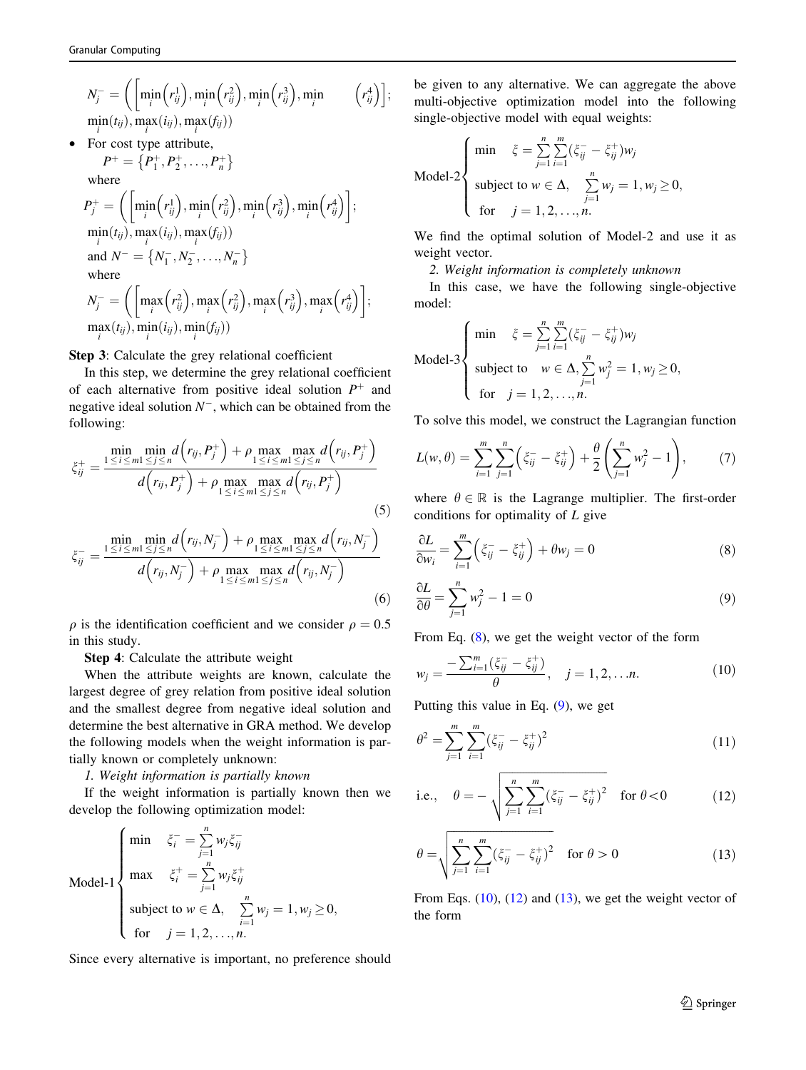$$N_j^- = \left( \left[ \min_i \left(r_{ij}^1\right), \min_i \left(r_{ij}^2\right), \min_i \left(r_{ij}^3\right), \min_i \quad \left(r_{ij}^4\right) \right]; \min_i (t_{ij}), \max_i (i_{ij}), \max_i (f_{ij}) \right)$$

- For cost type attribute,

$$P^+ = \{P_1^+, P_2^+, \ldots, P_n^+\}$$

where

$$P_j^+ = \left( \left[ \min_i \left(r_{ij}^1\right), \min_i \left(r_{ij}^2\right), \min_i \left(r_{ij}^3\right), \min_i \left(r_{ij}^4\right) \right]; \min_i (t_{ij}), \max_i (i_{ij}), \max_i (f_{ij}) \right)$$

and $N^- = \{N_1^-, N_2^-, \ldots, N_n^-\}$

where

$$N_j^- = \left( \left[ \max_i \left(r_{ij}^2\right), \max_i \left(r_{ij}^2\right), \max_i \left(r_{ij}^3\right), \max_i \left(r_{ij}^4\right) \right]; \max_i (t_{ij}), \min_i (i_{ij}), \min_i (f_{ij}) \right)$$

**Step 3**: Calculate the grey relational coefficient

In this step, we determine the grey relational coefficient of each alternative from positive ideal solution $P^+$ and negative ideal solution $N^-$, which can be obtained from the following:

$$\xi_{ij}^+ = \frac{\min\limits_{1 \le i \le m1} \min\limits_{\le j \le n} d\left(r_{ij}, P_j^+\right) + \rho \max\limits_{1 \le i \le m1} \max\limits_{\le j \le n} d\left(r_{ij}, P_j^+\right)}{d\left(r_{ij}, P_j^+\right) + \rho \max\limits_{1 \le i \le m1} \max\limits_{\le j \le n} d\left(r_{ij}, P_j^+\right)} \tag{5}$$

$$\xi_{ij}^- = \frac{\min\limits_{1 \le i \le m1} \min\limits_{\le j \le n} d\left(r_{ij}, N_j^-\right) + \rho \max\limits_{1 \le i \le m1} \max\limits_{\le j \le n} d\left(r_{ij}, N_j^-\right)}{d\left(r_{ij}, N_j^-\right) + \rho \max\limits_{1 \le i \le m1} \max\limits_{\le j \le n} d\left(r_{ij}, N_j^-\right)} \tag{6}$$

$\rho$ is the identification coefficient and we consider $\rho = 0.5$ in this study.

**Step 4**: Calculate the attribute weight

When the attribute weights are known, calculate the largest degree of grey relation from positive ideal solution and the smallest degree from negative ideal solution and determine the best alternative in GRA method. We develop the following models when the weight information is partially known or completely unknown:

*1. Weight information is partially known*

If the weight information is partially known then we develop the following optimization model:

$$\text{Model-1} \begin{cases} \min \quad \xi_i^- = \sum\limits_{j=1}^{n} w_j \xi_{ij}^- \\ \max \quad \xi_i^+ = \sum\limits_{j=1}^{n} w_j \xi_{ij}^+ \\ \text{subject to } w \in \Delta, \quad \sum\limits_{i=1}^{n} w_j = 1, w_j \ge 0, \\ \text{for} \quad j = 1, 2, \ldots, n. \end{cases}$$

Since every alternative is important, no preference should be given to any alternative. We can aggregate the above multi-objective optimization model into the following single-objective model with equal weights:

$$\text{Model-2} \begin{cases} \min \quad \xi = \sum\limits_{j=1}^{n} \sum\limits_{i=1}^{m} (\xi_{ij}^- - \xi_{ij}^+) w_j \\ \text{subject to } w \in \Delta, \quad \sum\limits_{j=1}^{n} w_j = 1, w_j \ge 0, \\ \text{for} \quad j = 1, 2, \ldots, n. \end{cases}$$

We find the optimal solution of Model-2 and use it as weight vector.

*2. Weight information is completely unknown*

In this case, we have the following single-objective model:

$$\text{Model-3} \begin{cases} \min \quad \xi = \sum\limits_{j=1}^{n} \sum\limits_{i=1}^{m} (\xi_{ij}^- - \xi_{ij}^+) w_j \\ \text{subject to} \quad w \in \Delta, \sum\limits_{j=1}^{n} w_j^2 = 1, w_j \ge 0, \\ \text{for} \quad j = 1, 2, \ldots, n. \end{cases}$$

To solve this model, we construct the Lagrangian function

$$L(w, \theta) = \sum_{i=1}^{m} \sum_{j=1}^{n} \left( \xi_{ij}^- - \xi_{ij}^+ \right) + \frac{\theta}{2} \left( \sum_{j=1}^{n} w_j^2 - 1 \right), \tag{7}$$

where $\theta \in \mathbb{R}$ is the Lagrange multiplier. The first-order conditions for optimality of $L$ give

$$\frac{\partial L}{\partial w_i} = \sum_{i=1}^{m} \left( \xi_{ij}^- - \xi_{ij}^+ \right) + \theta w_j = 0 \tag{8}$$

$$\frac{\partial L}{\partial \theta} = \sum_{j=1}^{n} w_j^2 - 1 = 0 \tag{9}$$

From Eq. (8), we get the weight vector of the form

$$w_j = \frac{-\sum_{i=1}^{m} (\xi_{ij}^- - \xi_{ij}^+)}{\theta}, \quad j = 1, 2, \ldots n. \tag{10}$$

Putting this value in Eq. (9), we get

$$\theta^2 = \sum_{j=1}^{m} \sum_{i=1}^{m} (\xi_{ij}^- - \xi_{ij}^+)^2 \tag{11}$$

$$\text{i.e.,} \quad \theta = -\sqrt{\sum_{j=1}^{n} \sum_{i=1}^{m} (\xi_{ij}^- - \xi_{ij}^+)^2} \quad \text{for } \theta < 0 \tag{12}$$

$$\theta = \sqrt{\sum_{j=1}^{n} \sum_{i=1}^{m} (\xi_{ij}^- - \xi_{ij}^+)^2} \quad \text{for } \theta > 0 \tag{13}$$

From Eqs. (10), (12) and (13), we get the weight vector of the form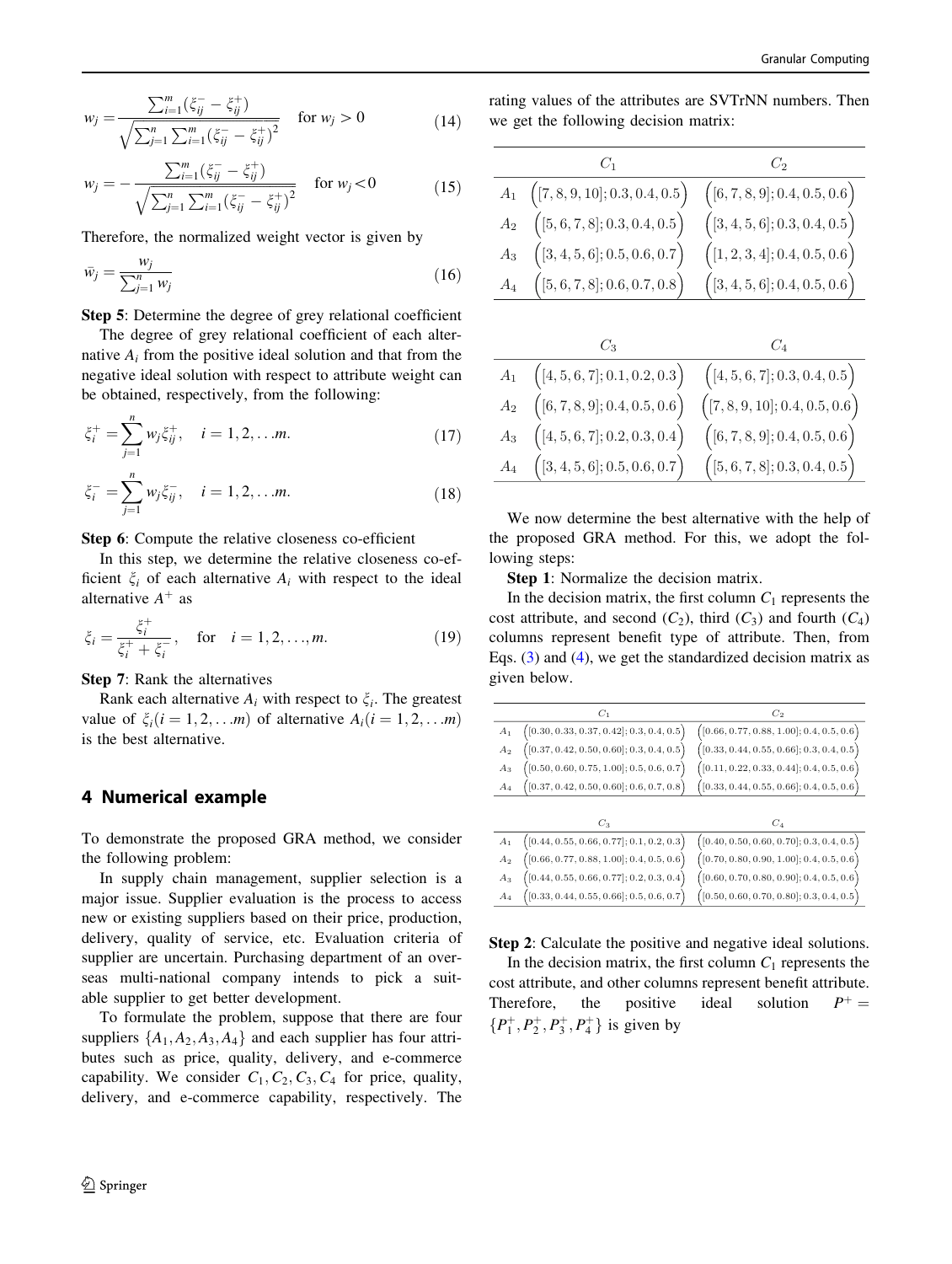$$w_j = \frac{\sum_{i=1}^{m}(\xi_{ij}^{-} - \xi_{ij}^{+})}{\sqrt{\sum_{j=1}^{n}\sum_{i=1}^{m}(\xi_{ij}^{-} - \xi_{ij}^{+})^2}} \quad \text{for } w_j > 0 \tag{14}$$

$$w_j = -\frac{\sum_{i=1}^{m}(\xi_{ij}^{-} - \xi_{ij}^{+})}{\sqrt{\sum_{j=1}^{n}\sum_{i=1}^{m}(\xi_{ij}^{-} - \xi_{ij}^{+})^2}} \quad \text{for } w_j < 0 \tag{15}$$

Therefore, the normalized weight vector is given by

$$\bar{w}_j = \frac{w_j}{\sum_{j=1}^{n} w_j} \tag{16}$$

**Step 5**: Determine the degree of grey relational coefficient

The degree of grey relational coefficient of each alternative $A_i$ from the positive ideal solution and that from the negative ideal solution with respect to attribute weight can be obtained, respectively, from the following:

$$\xi_i^{+} = \sum_{j=1}^{n} w_j \xi_{ij}^{+}, \quad i = 1, 2, \ldots m. \tag{17}$$

$$\xi_i^{-} = \sum_{j=1}^{n} w_j \xi_{ij}^{-}, \quad i = 1, 2, \ldots m. \tag{18}$$

**Step 6**: Compute the relative closeness co-efficient

In this step, we determine the relative closeness co-efficient $\xi_i$ of each alternative $A_i$ with respect to the ideal alternative $A^{+}$ as

$$\xi_i = \frac{\xi_i^{+}}{\xi_i^{+} + \xi_i^{-}}, \quad \text{for} \quad i = 1, 2, \ldots, m. \tag{19}$$

**Step 7**: Rank the alternatives

Rank each alternative $A_i$ with respect to $\xi_i$. The greatest value of $\xi_i (i = 1, 2, \ldots m)$ of alternative $A_i (i = 1, 2, \ldots m)$ is the best alternative.

## 4 Numerical example

To demonstrate the proposed GRA method, we consider the following problem:

In supply chain management, supplier selection is a major issue. Supplier evaluation is the process to access new or existing suppliers based on their price, production, delivery, quality of service, etc. Evaluation criteria of supplier are uncertain. Purchasing department of an overseas multi-national company intends to pick a suitable supplier to get better development.

To formulate the problem, suppose that there are four suppliers $\{A_1, A_2, A_3, A_4\}$ and each supplier has four attributes such as price, quality, delivery, and e-commerce capability. We consider $C_1, C_2, C_3, C_4$ for price, quality, delivery, and e-commerce capability, respectively. The rating values of the attributes are SVTrNN numbers. Then we get the following decision matrix:

| | $C_1$ | $C_2$ |
|---|---|---|
| $A_1$ | $\left([7,8,9,10]; 0.3,0.4,0.5\right)$ | $\left([6,7,8,9]; 0.4,0.5,0.6\right)$ |
| $A_2$ | $\left([5,6,7,8]; 0.3,0.4,0.5\right)$ | $\left([3,4,5,6]; 0.3,0.4,0.5\right)$ |
| $A_3$ | $\left([3,4,5,6]; 0.5,0.6,0.7\right)$ | $\left([1,2,3,4]; 0.4,0.5,0.6\right)$ |
| $A_4$ | $\left([5,6,7,8]; 0.6,0.7,0.8\right)$ | $\left([3,4,5,6]; 0.4,0.5,0.6\right)$ |

| | $C_3$ | $C_4$ |
|---|---|---|
| $A_1$ | $\left([4,5,6,7]; 0.1,0.2,0.3\right)$ | $\left([4,5,6,7]; 0.3,0.4,0.5\right)$ |
| $A_2$ | $\left([6,7,8,9]; 0.4,0.5,0.6\right)$ | $\left([7,8,9,10]; 0.4,0.5,0.6\right)$ |
| $A_3$ | $\left([4,5,6,7]; 0.2,0.3,0.4\right)$ | $\left([6,7,8,9]; 0.4,0.5,0.6\right)$ |
| $A_4$ | $\left([3,4,5,6]; 0.5,0.6,0.7\right)$ | $\left([5,6,7,8]; 0.3,0.4,0.5\right)$ |

We now determine the best alternative with the help of the proposed GRA method. For this, we adopt the following steps:

**Step 1**: Normalize the decision matrix.

In the decision matrix, the first column $C_1$ represents the cost attribute, and second ($C_2$), third ($C_3$) and fourth ($C_4$) columns represent benefit type of attribute. Then, from Eqs. (3) and (4), we get the standardized decision matrix as given below.

| | $C_1$ | $C_2$ |
|---|---|---|
| $A_1$ | $\left([0.30,0.33,0.37,0.42]; 0.3,0.4,0.5\right)$ | $\left([0.66,0.77,0.88,1.00]; 0.4,0.5,0.6\right)$ |
| $A_2$ | $\left([0.37,0.42,0.50,0.60]; 0.3,0.4,0.5\right)$ | $\left([0.33,0.44,0.55,0.66]; 0.3,0.4,0.5\right)$ |
| $A_3$ | $\left([0.50,0.60,0.75,1.00]; 0.5,0.6,0.7\right)$ | $\left([0.11,0.22,0.33,0.44]; 0.4,0.5,0.6\right)$ |
| $A_4$ | $\left([0.37,0.42,0.50,0.60]; 0.6,0.7,0.8\right)$ | $\left([0.33,0.44,0.55,0.66]; 0.4,0.5,0.6\right)$ |

| | $C_3$ | $C_4$ |
|---|---|---|
| $A_1$ | $\left([0.44,0.55,0.66,0.77]; 0.1,0.2,0.3\right)$ | $\left([0.40,0.50,0.60,0.70]; 0.3,0.4,0.5\right)$ |
| $A_2$ | $\left([0.66,0.77,0.88,1.00]; 0.4,0.5,0.6\right)$ | $\left([0.70,0.80,0.90,1.00]; 0.4,0.5,0.6\right)$ |
| $A_3$ | $\left([0.44,0.55,0.66,0.77]; 0.2,0.3,0.4\right)$ | $\left([0.60,0.70,0.80,0.90]; 0.4,0.5,0.6\right)$ |
| $A_4$ | $\left([0.33,0.44,0.55,0.66]; 0.5,0.6,0.7\right)$ | $\left([0.50,0.60,0.70,0.80]; 0.3,0.4,0.5\right)$ |

**Step 2**: Calculate the positive and negative ideal solutions.

In the decision matrix, the first column $C_1$ represents the cost attribute, and other columns represent benefit attribute. Therefore, the positive ideal solution $P^{+} = \{P_1^{+}, P_2^{+}, P_3^{+}, P_4^{+}\}$ is given by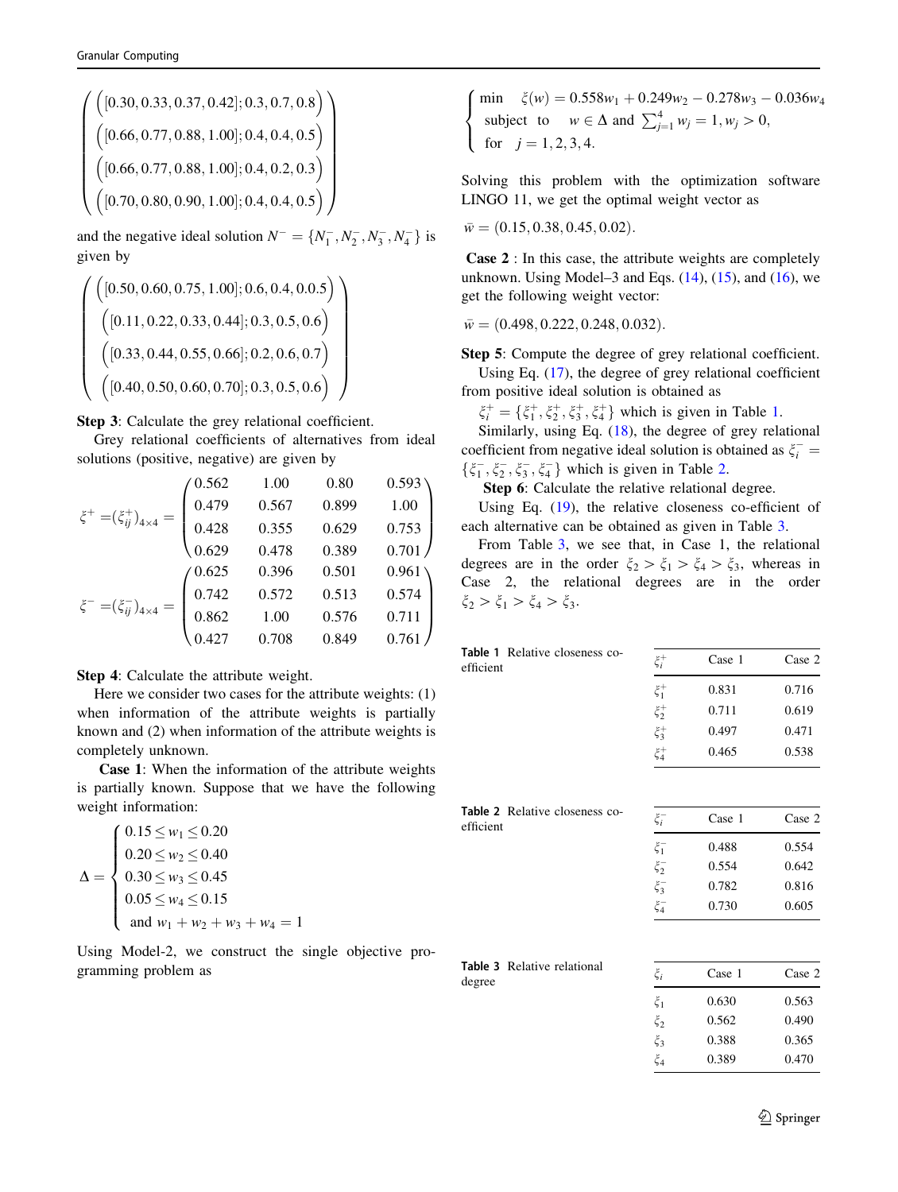$$\begin{pmatrix} \left([0.30, 0.33, 0.37, 0.42]; 0.3, 0.7, 0.8\right) \\ \left([0.66, 0.77, 0.88, 1.00]; 0.4, 0.4, 0.5\right) \\ \left([0.66, 0.77, 0.88, 1.00]; 0.4, 0.2, 0.3\right) \\ \left([0.70, 0.80, 0.90, 1.00]; 0.4, 0.4, 0.5\right) \end{pmatrix}$$

and the negative ideal solution $N^- = \{N_1^-, N_2^-, N_3^-, N_4^-\}$ is given by

$$\begin{pmatrix} \left([0.50, 0.60, 0.75, 1.00]; 0.6, 0.4, 0.0.5\right) \\ \left([0.11, 0.22, 0.33, 0.44]; 0.3, 0.5, 0.6\right) \\ \left([0.33, 0.44, 0.55, 0.66]; 0.2, 0.6, 0.7\right) \\ \left([0.40, 0.50, 0.60, 0.70]; 0.3, 0.5, 0.6\right) \end{pmatrix}$$

**Step 3**: Calculate the grey relational coefficient.

Grey relational coefficients of alternatives from ideal solutions (positive, negative) are given by

$$\xi^+ = (\xi_{ij}^+)_{4\times 4} = \begin{pmatrix} 0.562 & 1.00 & 0.80 & 0.593 \\ 0.479 & 0.567 & 0.899 & 1.00 \\ 0.428 & 0.355 & 0.629 & 0.753 \\ 0.629 & 0.478 & 0.389 & 0.701 \end{pmatrix}$$

$$\xi^- = (\xi_{ij}^-)_{4\times 4} = \begin{pmatrix} 0.625 & 0.396 & 0.501 & 0.961 \\ 0.742 & 0.572 & 0.513 & 0.574 \\ 0.862 & 1.00 & 0.576 & 0.711 \\ 0.427 & 0.708 & 0.849 & 0.761 \end{pmatrix}$$

**Step 4**: Calculate the attribute weight.

Here we consider two cases for the attribute weights: (1) when information of the attribute weights is partially known and (2) when information of the attribute weights is completely unknown.

**Case 1**: When the information of the attribute weights is partially known. Suppose that we have the following weight information:

$$\Delta = \begin{cases} 0.15 \le w_1 \le 0.20 \\ 0.20 \le w_2 \le 0.40 \\ 0.30 \le w_3 \le 0.45 \\ 0.05 \le w_4 \le 0.15 \\ \text{and } w_1 + w_2 + w_3 + w_4 = 1 \end{cases}$$

Using Model-2, we construct the single objective programming problem as

$$\begin{cases} \min \quad \xi(w) = 0.558w_1 + 0.249w_2 - 0.278w_3 - 0.036w_4 \\ \text{subject to} \quad w \in \Delta \text{ and } \sum_{j=1}^{4} w_j = 1, w_j > 0, \\ \text{for} \quad j = 1, 2, 3, 4. \end{cases}$$

Solving this problem with the optimization software LINGO 11, we get the optimal weight vector as

$$\bar{w} = (0.15, 0.38, 0.45, 0.02).$$

**Case 2** : In this case, the attribute weights are completely unknown. Using Model–3 and Eqs. (14), (15), and (16), we get the following weight vector:

$$\bar{w} = (0.498, 0.222, 0.248, 0.032).$$

**Step 5**: Compute the degree of grey relational coefficient.

Using Eq. (17), the degree of grey relational coefficient from positive ideal solution is obtained as

$\xi_i^+ = \{\xi_1^+, \xi_2^+, \xi_3^+, \xi_4^+\}$ which is given in Table 1.

Similarly, using Eq. (18), the degree of grey relational coefficient from negative ideal solution is obtained as $\xi_i^- = \{\xi_1^-, \xi_2^-, \xi_3^-, \xi_4^-\}$ which is given in Table 2.

**Step 6**: Calculate the relative relational degree.

Using Eq. (19), the relative closeness co-efficient of each alternative can be obtained as given in Table 3.

From Table 3, we see that, in Case 1, the relational degrees are in the order $\xi_2 > \xi_1 > \xi_4 > \xi_3$, whereas in Case 2, the relational degrees are in the order $\xi_2 > \xi_1 > \xi_4 > \xi_3$.

**Table 1** Relative closeness co-efficient

| $\xi_i^+$ | Case 1 | Case 2 |
|---|---|---|
| $\xi_1^+$ | 0.831 | 0.716 |
| $\xi_2^+$ | 0.711 | 0.619 |
| $\xi_3^+$ | 0.497 | 0.471 |
| $\xi_4^+$ | 0.465 | 0.538 |

**Table 2** Relative closeness co-efficient

| $\xi_i^-$ | Case 1 | Case 2 |
|---|---|---|
| $\xi_1^-$ | 0.488 | 0.554 |
| $\xi_2^-$ | 0.554 | 0.642 |
| $\xi_3^-$ | 0.782 | 0.816 |
| $\xi_4^-$ | 0.730 | 0.605 |

**Table 3** Relative relational degree

| $\xi_i$ | Case 1 | Case 2 |
|---|---|---|
| $\xi_1$ | 0.630 | 0.563 |
| $\xi_2$ | 0.562 | 0.490 |
| $\xi_3$ | 0.388 | 0.365 |
| $\xi_4$ | 0.389 | 0.470 |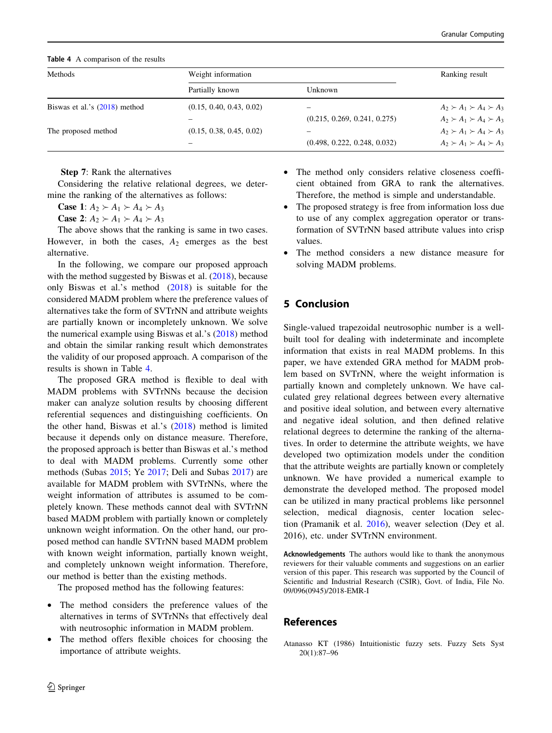**Table 4** A comparison of the results

| Methods | Weight information | | Ranking result |
| --- | --- | --- | --- |
| | Partially known | Unknown | |
| Biswas et al.'s (2018) method | (0.15, 0.40, 0.43, 0.02) | – | $A_2 \succ A_1 \succ A_4 \succ A_3$ |
| | – | (0.215, 0.269, 0.241, 0.275) | $A_2 \succ A_1 \succ A_4 \succ A_3$ |
| The proposed method | (0.15, 0.38, 0.45, 0.02) | – | $A_2 \succ A_1 \succ A_4 \succ A_3$ |
| | – | (0.498, 0.222, 0.248, 0.032) | $A_2 \succ A_1 \succ A_4 \succ A_3$ |

**Step 7**: Rank the alternatives

Considering the relative relational degrees, we determine the ranking of the alternatives as follows:

**Case 1**: $A_2 \succ A_1 \succ A_4 \succ A_3$

**Case 2**: $A_2 \succ A_1 \succ A_4 \succ A_3$

The above shows that the ranking is same in two cases. However, in both the cases, $A_2$ emerges as the best alternative.

In the following, we compare our proposed approach with the method suggested by Biswas et al. (2018), because only Biswas et al.'s method (2018) is suitable for the considered MADM problem where the preference values of alternatives take the form of SVTrNN and attribute weights are partially known or incompletely unknown. We solve the numerical example using Biswas et al.'s (2018) method and obtain the similar ranking result which demonstrates the validity of our proposed approach. A comparison of the results is shown in Table 4.

The proposed GRA method is flexible to deal with MADM problems with SVTrNNs because the decision maker can analyze solution results by choosing different referential sequences and distinguishing coefficients. On the other hand, Biswas et al.'s (2018) method is limited because it depends only on distance measure. Therefore, the proposed approach is better than Biswas et al.'s method to deal with MADM problems. Currently some other methods (Subas 2015; Ye 2017; Deli and Subas 2017) are available for MADM problem with SVTrNNs, where the weight information of attributes is assumed to be completely known. These methods cannot deal with SVTrNN based MADM problem with partially known or completely unknown weight information. On the other hand, our proposed method can handle SVTrNN based MADM problem with known weight information, partially known weight, and completely unknown weight information. Therefore, our method is better than the existing methods.

The proposed method has the following features:

- The method considers the preference values of the alternatives in terms of SVTrNNs that effectively deal with neutrosophic information in MADM problem.
- The method offers flexible choices for choosing the importance of attribute weights.
- The method only considers relative closeness coefficient obtained from GRA to rank the alternatives. Therefore, the method is simple and understandable.
- The proposed strategy is free from information loss due to use of any complex aggregation operator or transformation of SVTrNN based attribute values into crisp values.
- The method considers a new distance measure for solving MADM problems.

## 5 Conclusion

Single-valued trapezoidal neutrosophic number is a well-built tool for dealing with indeterminate and incomplete information that exists in real MADM problems. In this paper, we have extended GRA method for MADM problem based on SVTrNN, where the weight information is partially known and completely unknown. We have calculated grey relational degrees between every alternative and positive ideal solution, and between every alternative and negative ideal solution, and then defined relative relational degrees to determine the ranking of the alternatives. In order to determine the attribute weights, we have developed two optimization models under the condition that the attribute weights are partially known or completely unknown. We have provided a numerical example to demonstrate the developed method. The proposed model can be utilized in many practical problems like personnel selection, medical diagnosis, center location selection (Pramanik et al. 2016), weaver selection (Dey et al. 2016), etc. under SVTrNN environment.

**Acknowledgements** The authors would like to thank the anonymous reviewers for their valuable comments and suggestions on an earlier version of this paper. This research was supported by the Council of Scientific and Industrial Research (CSIR), Govt. of India, File No. 09/096(0945)/2018-EMR-I

## References

Atanasso KT (1986) Intuitionistic fuzzy sets. Fuzzy Sets Syst 20(1):87–96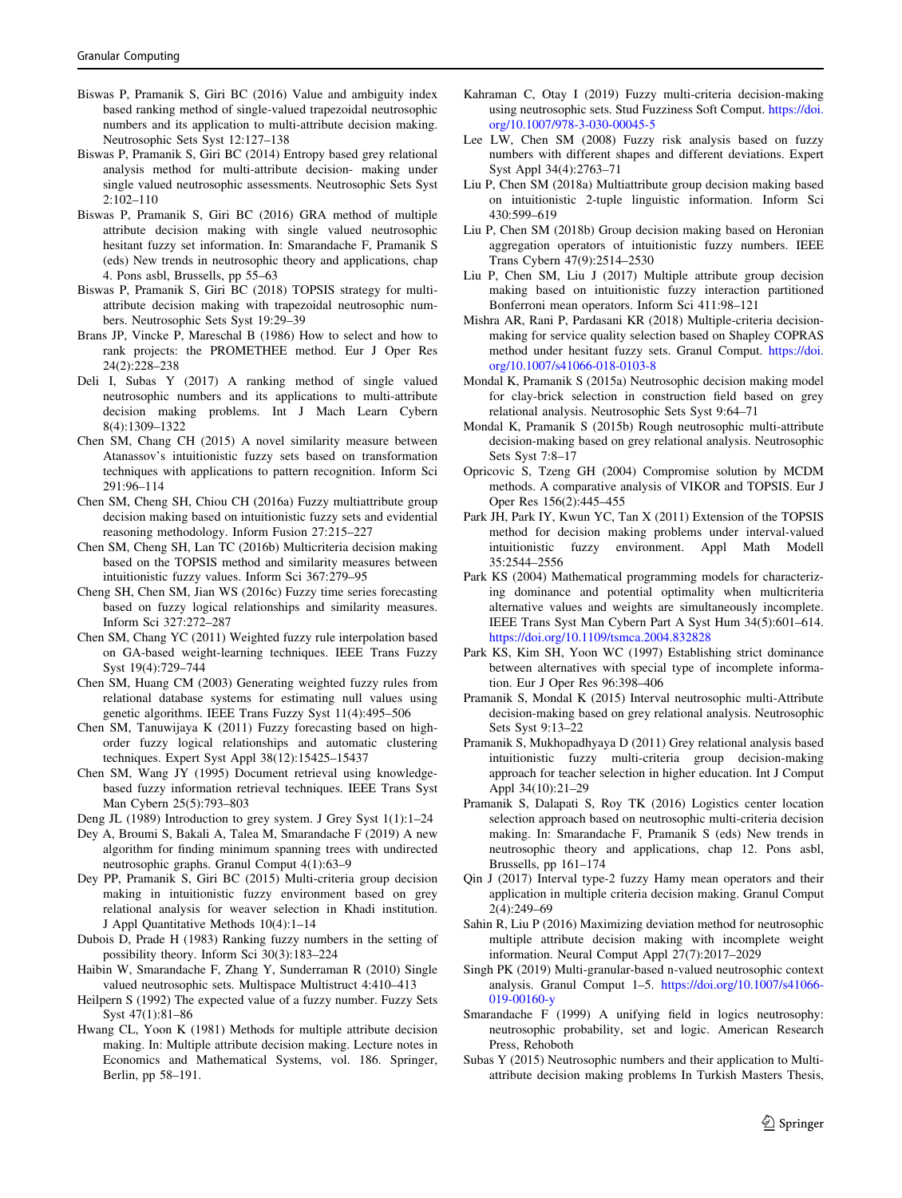Biswas P, Pramanik S, Giri BC (2016) Value and ambiguity index based ranking method of single-valued trapezoidal neutrosophic numbers and its application to multi-attribute decision making. Neutrosophic Sets Syst 12:127–138

Biswas P, Pramanik S, Giri BC (2014) Entropy based grey relational analysis method for multi-attribute decision- making under single valued neutrosophic assessments. Neutrosophic Sets Syst 2:102–110

Biswas P, Pramanik S, Giri BC (2016) GRA method of multiple attribute decision making with single valued neutrosophic hesitant fuzzy set information. In: Smarandache F, Pramanik S (eds) New trends in neutrosophic theory and applications, chap 4. Pons asbl, Brussells, pp 55–63

Biswas P, Pramanik S, Giri BC (2018) TOPSIS strategy for multi-attribute decision making with trapezoidal neutrosophic numbers. Neutrosophic Sets Syst 19:29–39

Brans JP, Vincke P, Mareschal B (1986) How to select and how to rank projects: the PROMETHEE method. Eur J Oper Res 24(2):228–238

Deli I, Subas Y (2017) A ranking method of single valued neutrosophic numbers and its applications to multi-attribute decision making problems. Int J Mach Learn Cybern 8(4):1309–1322

Chen SM, Chang CH (2015) A novel similarity measure between Atanassov's intuitionistic fuzzy sets based on transformation techniques with applications to pattern recognition. Inform Sci 291:96–114

Chen SM, Cheng SH, Chiou CH (2016a) Fuzzy multiattribute group decision making based on intuitionistic fuzzy sets and evidential reasoning methodology. Inform Fusion 27:215–227

Chen SM, Cheng SH, Lan TC (2016b) Multicriteria decision making based on the TOPSIS method and similarity measures between intuitionistic fuzzy values. Inform Sci 367:279–95

Cheng SH, Chen SM, Jian WS (2016c) Fuzzy time series forecasting based on fuzzy logical relationships and similarity measures. Inform Sci 327:272–287

Chen SM, Chang YC (2011) Weighted fuzzy rule interpolation based on GA-based weight-learning techniques. IEEE Trans Fuzzy Syst 19(4):729–744

Chen SM, Huang CM (2003) Generating weighted fuzzy rules from relational database systems for estimating null values using genetic algorithms. IEEE Trans Fuzzy Syst 11(4):495–506

Chen SM, Tanuwijaya K (2011) Fuzzy forecasting based on high-order fuzzy logical relationships and automatic clustering techniques. Expert Syst Appl 38(12):15425–15437

Chen SM, Wang JY (1995) Document retrieval using knowledge-based fuzzy information retrieval techniques. IEEE Trans Syst Man Cybern 25(5):793–803

Deng JL (1989) Introduction to grey system. J Grey Syst 1(1):1–24

Dey A, Broumi S, Bakali A, Talea M, Smarandache F (2019) A new algorithm for finding minimum spanning trees with undirected neutrosophic graphs. Granul Comput 4(1):63–9

Dey PP, Pramanik S, Giri BC (2015) Multi-criteria group decision making in intuitionistic fuzzy environment based on grey relational analysis for weaver selection in Khadi institution. J Appl Quantitative Methods 10(4):1–14

Dubois D, Prade H (1983) Ranking fuzzy numbers in the setting of possibility theory. Inform Sci 30(3):183–224

Haibin W, Smarandache F, Zhang Y, Sunderraman R (2010) Single valued neutrosophic sets. Multispace Multistruct 4:410–413

Heilpern S (1992) The expected value of a fuzzy number. Fuzzy Sets Syst 47(1):81–86

Hwang CL, Yoon K (1981) Methods for multiple attribute decision making. In: Multiple attribute decision making. Lecture notes in Economics and Mathematical Systems, vol. 186. Springer, Berlin, pp 58–191.

Kahraman C, Otay I (2019) Fuzzy multi-criteria decision-making using neutrosophic sets. Stud Fuzziness Soft Comput. https://doi.org/10.1007/978-3-030-00045-5

Lee LW, Chen SM (2008) Fuzzy risk analysis based on fuzzy numbers with different shapes and different deviations. Expert Syst Appl 34(4):2763–71

Liu P, Chen SM (2018a) Multiattribute group decision making based on intuitionistic 2-tuple linguistic information. Inform Sci 430:599–619

Liu P, Chen SM (2018b) Group decision making based on Heronian aggregation operators of intuitionistic fuzzy numbers. IEEE Trans Cybern 47(9):2514–2530

Liu P, Chen SM, Liu J (2017) Multiple attribute group decision making based on intuitionistic fuzzy interaction partitioned Bonferroni mean operators. Inform Sci 411:98–121

Mishra AR, Rani P, Pardasani KR (2018) Multiple-criteria decision-making for service quality selection based on Shapley COPRAS method under hesitant fuzzy sets. Granul Comput. https://doi.org/10.1007/s41066-018-0103-8

Mondal K, Pramanik S (2015a) Neutrosophic decision making model for clay-brick selection in construction field based on grey relational analysis. Neutrosophic Sets Syst 9:64–71

Mondal K, Pramanik S (2015b) Rough neutrosophic multi-attribute decision-making based on grey relational analysis. Neutrosophic Sets Syst 7:8–17

Opricovic S, Tzeng GH (2004) Compromise solution by MCDM methods. A comparative analysis of VIKOR and TOPSIS. Eur J Oper Res 156(2):445–455

Park JH, Park IY, Kwun YC, Tan X (2011) Extension of the TOPSIS method for decision making problems under interval-valued intuitionistic fuzzy environment. Appl Math Modell 35:2544–2556

Park KS (2004) Mathematical programming models for characterizing dominance and potential optimality when multicriteria alternative values and weights are simultaneously incomplete. IEEE Trans Syst Man Cybern Part A Syst Hum 34(5):601–614. https://doi.org/10.1109/tsmca.2004.832828

Park KS, Kim SH, Yoon WC (1997) Establishing strict dominance between alternatives with special type of incomplete information. Eur J Oper Res 96:398–406

Pramanik S, Mondal K (2015) Interval neutrosophic multi-Attribute decision-making based on grey relational analysis. Neutrosophic Sets Syst 9:13–22

Pramanik S, Mukhopadhyaya D (2011) Grey relational analysis based intuitionistic fuzzy multi-criteria group decision-making approach for teacher selection in higher education. Int J Comput Appl 34(10):21–29

Pramanik S, Dalapati S, Roy TK (2016) Logistics center location selection approach based on neutrosophic multi-criteria decision making. In: Smarandache F, Pramanik S (eds) New trends in neutrosophic theory and applications, chap 12. Pons asbl, Brussells, pp 161–174

Qin J (2017) Interval type-2 fuzzy Hamy mean operators and their application in multiple criteria decision making. Granul Comput 2(4):249–69

Sahin R, Liu P (2016) Maximizing deviation method for neutrosophic multiple attribute decision making with incomplete weight information. Neural Comput Appl 27(7):2017–2029

Singh PK (2019) Multi-granular-based n-valued neutrosophic context analysis. Granul Comput 1–5. https://doi.org/10.1007/s41066-019-00160-y

Smarandache F (1999) A unifying field in logics neutrosophy: neutrosophic probability, set and logic. American Research Press, Rehoboth

Subas Y (2015) Neutrosophic numbers and their application to Multi-attribute decision making problems In Turkish Masters Thesis,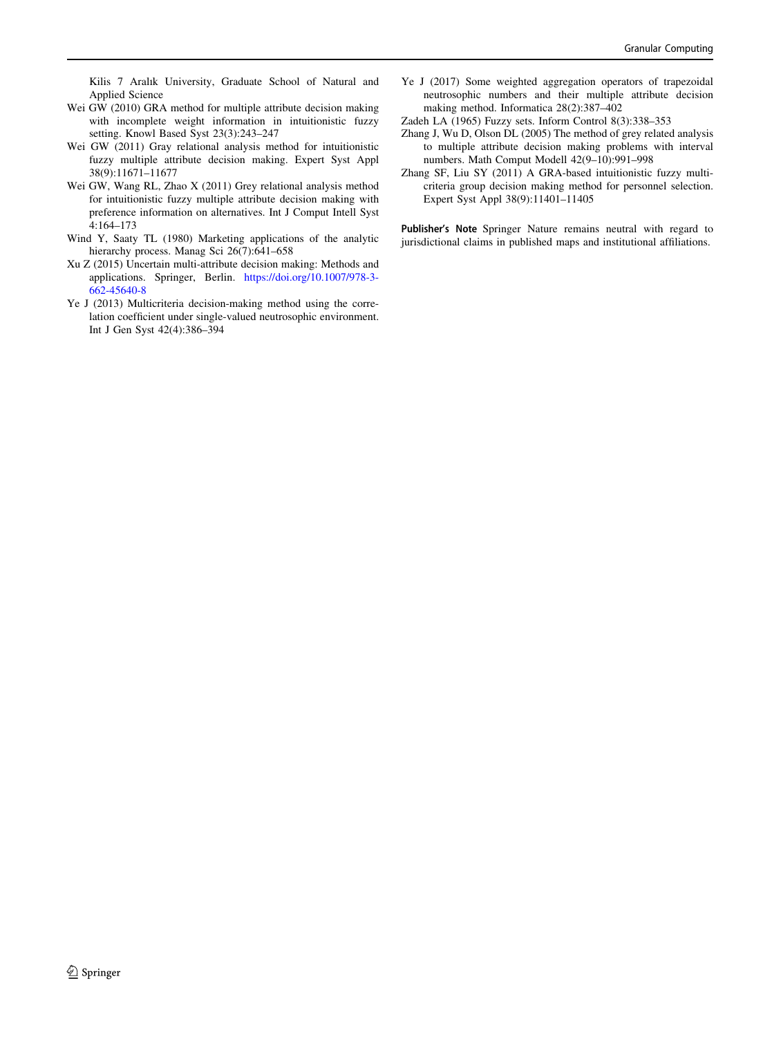Kilis 7 Aralık University, Graduate School of Natural and Applied Science

Wei GW (2010) GRA method for multiple attribute decision making with incomplete weight information in intuitionistic fuzzy setting. Knowl Based Syst 23(3):243–247

Wei GW (2011) Gray relational analysis method for intuitionistic fuzzy multiple attribute decision making. Expert Syst Appl 38(9):11671–11677

Wei GW, Wang RL, Zhao X (2011) Grey relational analysis method for intuitionistic fuzzy multiple attribute decision making with preference information on alternatives. Int J Comput Intell Syst 4:164–173

Wind Y, Saaty TL (1980) Marketing applications of the analytic hierarchy process. Manag Sci 26(7):641–658

Xu Z (2015) Uncertain multi-attribute decision making: Methods and applications. Springer, Berlin. https://doi.org/10.1007/978-3-662-45640-8

Ye J (2013) Multicriteria decision-making method using the correlation coefficient under single-valued neutrosophic environment. Int J Gen Syst 42(4):386–394

Ye J (2017) Some weighted aggregation operators of trapezoidal neutrosophic numbers and their multiple attribute decision making method. Informatica 28(2):387–402

Zadeh LA (1965) Fuzzy sets. Inform Control 8(3):338–353

Zhang J, Wu D, Olson DL (2005) The method of grey related analysis to multiple attribute decision making problems with interval numbers. Math Comput Modell 42(9–10):991–998

Zhang SF, Liu SY (2011) A GRA-based intuitionistic fuzzy multi-criteria group decision making method for personnel selection. Expert Syst Appl 38(9):11401–11405

**Publisher's Note** Springer Nature remains neutral with regard to jurisdictional claims in published maps and institutional affiliations.